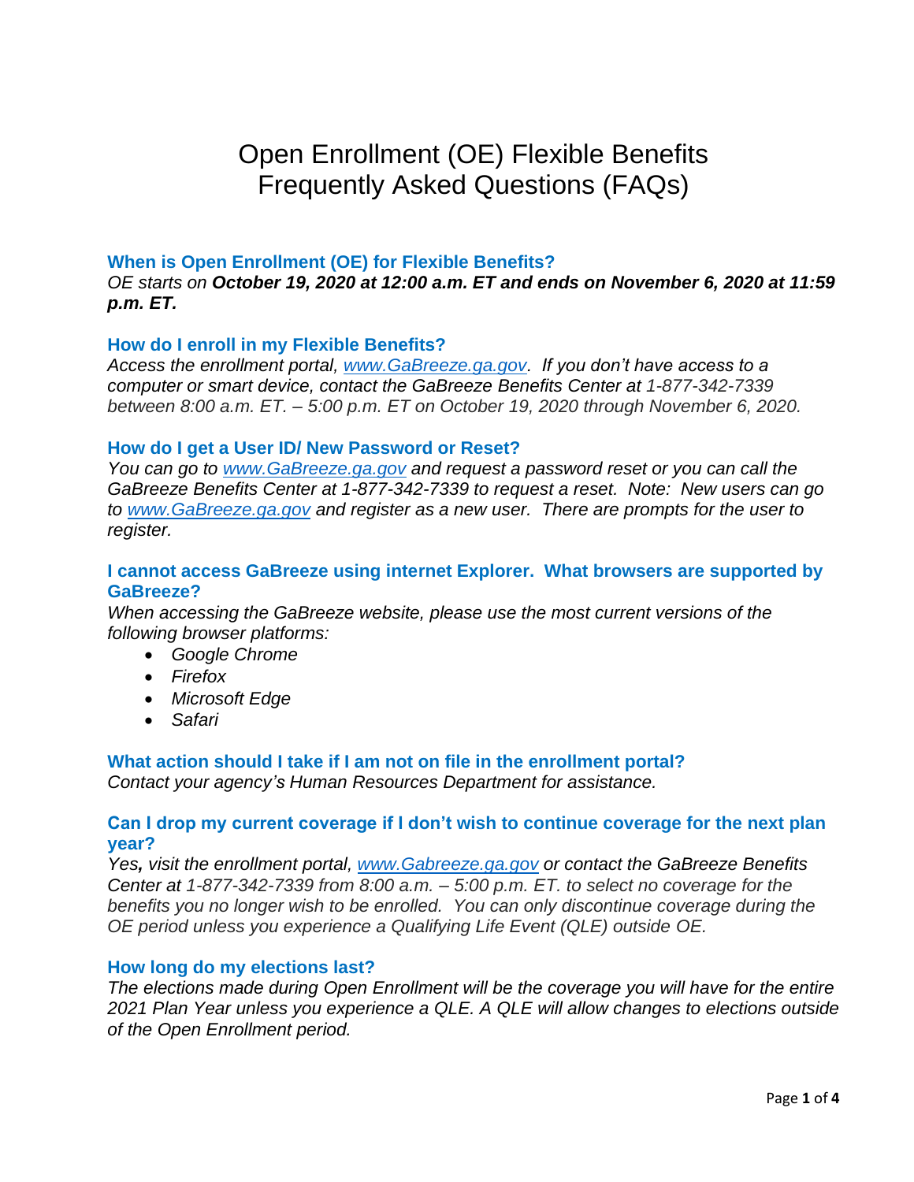# Open Enrollment (OE) Flexible Benefits Frequently Asked Questions (FAQs)

### When is Open Enrollment (OE) for Flexible Benefits?

*OE starts on **October 19, 2020 at 12:00 a.m. ET and ends on November 6, 2020 at 11:59 p.m. ET.***

### How do I enroll in my Flexible Benefits?

*Access the enrollment portal, [www.GaBreeze.ga.gov](http://www.GaBreeze.ga.gov). If you don't have access to a computer or smart device, contact the GaBreeze Benefits Center at 1-877-342-7339 between 8:00 a.m. ET. – 5:00 p.m. ET on October 19, 2020 through November 6, 2020.*

### How do I get a User ID/ New Password or Reset?

*You can go to [www.GaBreeze.ga.gov](http://www.GaBreeze.ga.gov) and request a password reset or you can call the GaBreeze Benefits Center at 1-877-342-7339 to request a reset. Note: New users can go to [www.GaBreeze.ga.gov](http://www.GaBreeze.ga.gov) and register as a new user. There are prompts for the user to register.*

### I cannot access GaBreeze using internet Explorer. What browsers are supported by GaBreeze?

*When accessing the GaBreeze website, please use the most current versions of the following browser platforms:*

- *Google Chrome*
- *Firefox*
- *Microsoft Edge*
- *Safari*

### What action should I take if I am not on file in the enrollment portal?

*Contact your agency's Human Resources Department for assistance.*

### Can I drop my current coverage if I don't wish to continue coverage for the next plan year?

*Yes**,** visit the enrollment portal, [www.Gabreeze.ga.gov](http://www.Gabreeze.ga.gov) or contact the GaBreeze Benefits Center at 1-877-342-7339 from 8:00 a.m. – 5:00 p.m. ET. to select no coverage for the benefits you no longer wish to be enrolled. You can only discontinue coverage during the OE period unless you experience a Qualifying Life Event (QLE) outside OE.*

### How long do my elections last?

*The elections made during Open Enrollment will be the coverage you will have for the entire 2021 Plan Year unless you experience a QLE. A QLE will allow changes to elections outside of the Open Enrollment period.*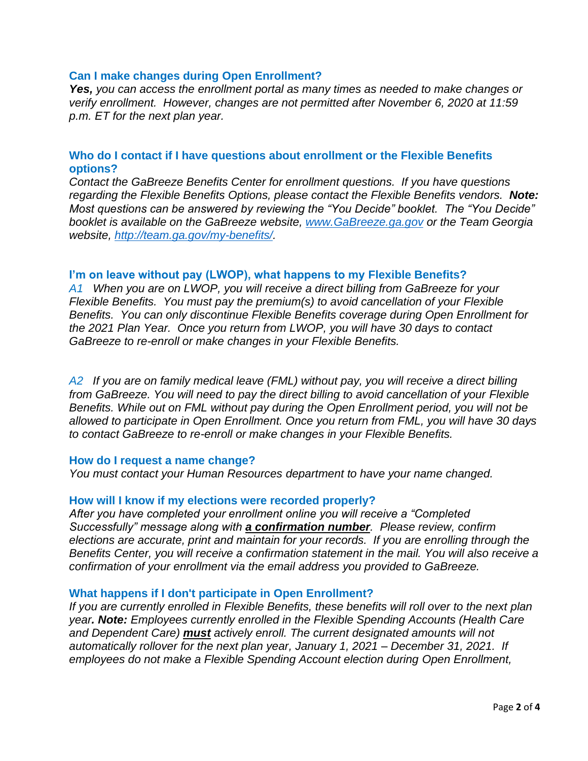### Can I make changes during Open Enrollment?

***Yes,*** *you can access the enrollment portal as many times as needed to make changes or verify enrollment. However, changes are not permitted after November 6, 2020 at 11:59 p.m. ET for the next plan year.*

### Who do I contact if I have questions about enrollment or the Flexible Benefits options?

*Contact the GaBreeze Benefits Center for enrollment questions. If you have questions regarding the Flexible Benefits Options, please contact the Flexible Benefits vendors.* ***Note:*** *Most questions can be answered by reviewing the "You Decide" booklet. The "You Decide" booklet is available on the GaBreeze website, [www.GaBreeze.ga.gov](http://www.GaBreeze.ga.gov) or the Team Georgia website, [http://team.ga.gov/my-benefits/](http://team.ga.gov/my-benefits/).*

### I'm on leave without pay (LWOP), what happens to my Flexible Benefits?

*A1 When you are on LWOP, you will receive a direct billing from GaBreeze for your Flexible Benefits. You must pay the premium(s) to avoid cancellation of your Flexible Benefits. You can only discontinue Flexible Benefits coverage during Open Enrollment for the 2021 Plan Year. Once you return from LWOP, you will have 30 days to contact GaBreeze to re-enroll or make changes in your Flexible Benefits.*

*A2 If you are on family medical leave (FML) without pay, you will receive a direct billing from GaBreeze. You will need to pay the direct billing to avoid cancellation of your Flexible Benefits. While out on FML without pay during the Open Enrollment period, you will not be allowed to participate in Open Enrollment. Once you return from FML, you will have 30 days to contact GaBreeze to re-enroll or make changes in your Flexible Benefits.*

### How do I request a name change?

*You must contact your Human Resources department to have your name changed.*

### How will I know if my elections were recorded properly?

*After you have completed your enrollment online you will receive a "Completed Successfully" message along with* ***a confirmation number****. Please review, confirm elections are accurate, print and maintain for your records. If you are enrolling through the Benefits Center, you will receive a confirmation statement in the mail. You will also receive a confirmation of your enrollment via the email address you provided to GaBreeze.*

### What happens if I don't participate in Open Enrollment?

*If you are currently enrolled in Flexible Benefits, these benefits will roll over to the next plan year.* ***Note:*** *Employees currently enrolled in the Flexible Spending Accounts (Health Care and Dependent Care)* ***must*** *actively enroll. The current designated amounts will not automatically rollover for the next plan year, January 1, 2021 – December 31, 2021. If employees do not make a Flexible Spending Account election during Open Enrollment,*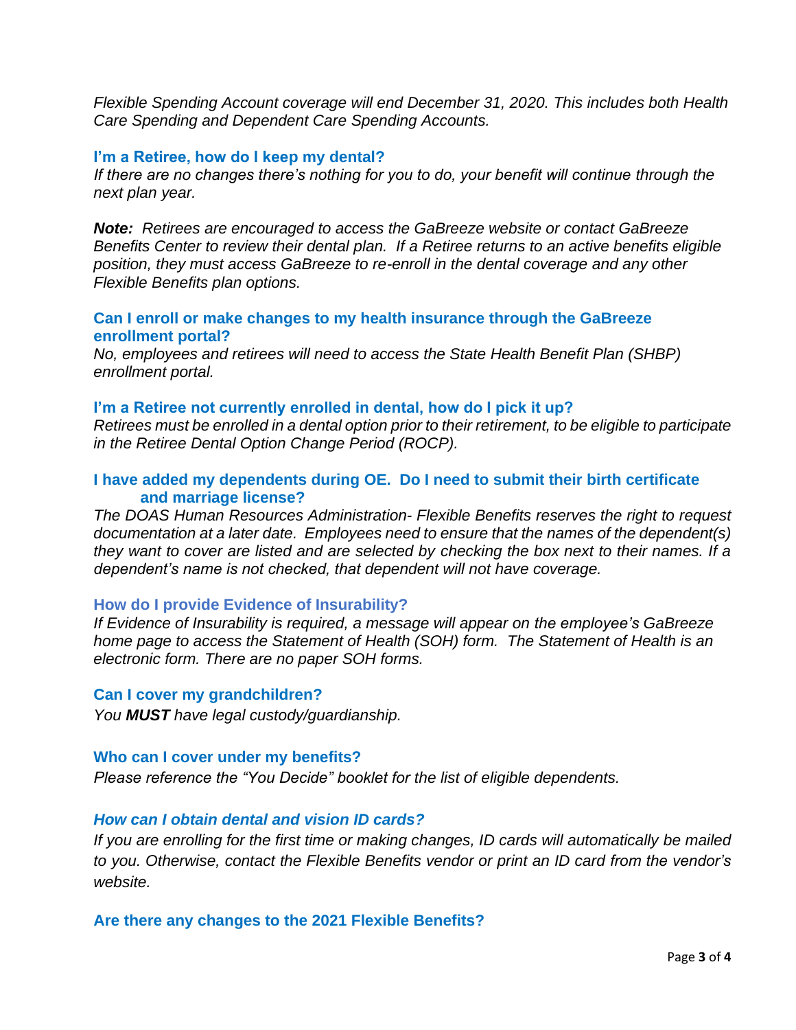*Flexible Spending Account coverage will end December 31, 2020. This includes both Health Care Spending and Dependent Care Spending Accounts.*

### I'm a Retiree, how do I keep my dental?

*If there are no changes there's nothing for you to do, your benefit will continue through the next plan year.*

***Note:*** *Retirees are encouraged to access the GaBreeze website or contact GaBreeze Benefits Center to review their dental plan. If a Retiree returns to an active benefits eligible position, they must access GaBreeze to re-enroll in the dental coverage and any other Flexible Benefits plan options.*

### Can I enroll or make changes to my health insurance through the GaBreeze enrollment portal?

*No, employees and retirees will need to access the State Health Benefit Plan (SHBP) enrollment portal.*

### I'm a Retiree not currently enrolled in dental, how do I pick it up?

*Retirees must be enrolled in a dental option prior to their retirement, to be eligible to participate in the Retiree Dental Option Change Period (ROCP).*

### I have added my dependents during OE. Do I need to submit their birth certificate and marriage license?

*The DOAS Human Resources Administration- Flexible Benefits reserves the right to request documentation at a later date. Employees need to ensure that the names of the dependent(s) they want to cover are listed and are selected by checking the box next to their names. If a dependent's name is not checked, that dependent will not have coverage.*

### How do I provide Evidence of Insurability?

*If Evidence of Insurability is required, a message will appear on the employee's GaBreeze home page to access the Statement of Health (SOH) form. The Statement of Health is an electronic form. There are no paper SOH forms.*

### Can I cover my grandchildren?

*You **MUST** have legal custody/guardianship.*

### Who can I cover under my benefits?

*Please reference the "You Decide" booklet for the list of eligible dependents.*

### *How can I obtain dental and vision ID cards?*

*If you are enrolling for the first time or making changes, ID cards will automatically be mailed to you. Otherwise, contact the Flexible Benefits vendor or print an ID card from the vendor's website.*

### Are there any changes to the 2021 Flexible Benefits?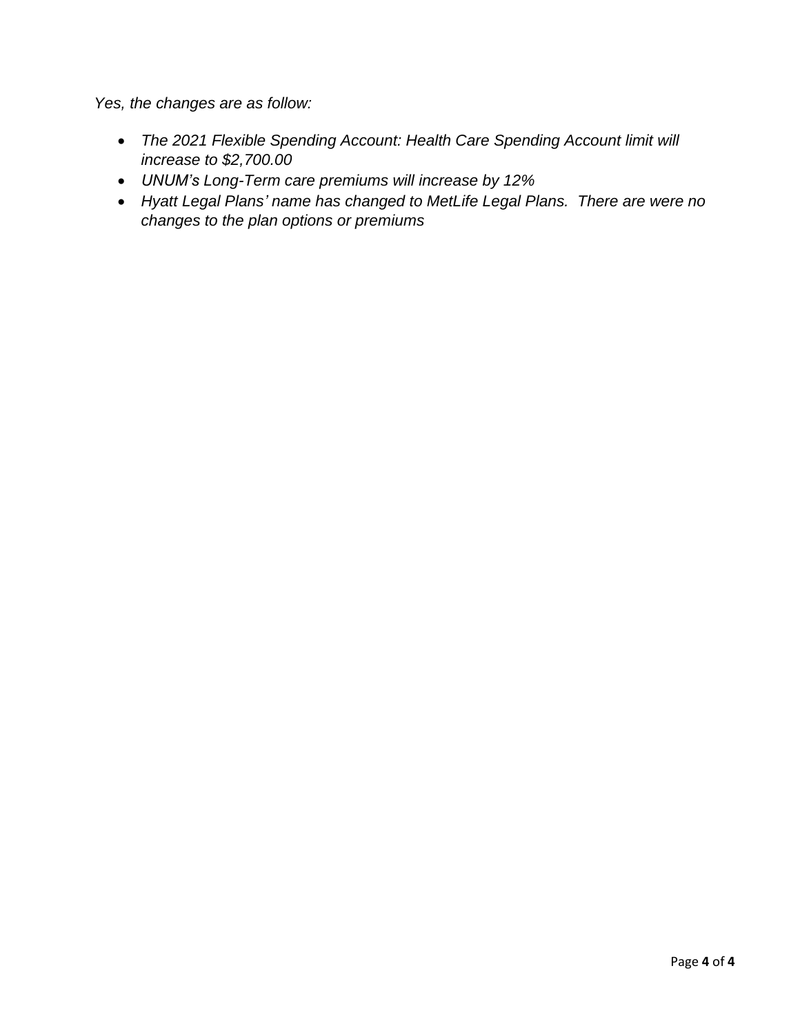*Yes, the changes are as follow:*

- *The 2021 Flexible Spending Account: Health Care Spending Account limit will increase to $2,700.00*
- *UNUM's Long-Term care premiums will increase by 12%*
- *Hyatt Legal Plans' name has changed to MetLife Legal Plans. There are were no changes to the plan options or premiums*